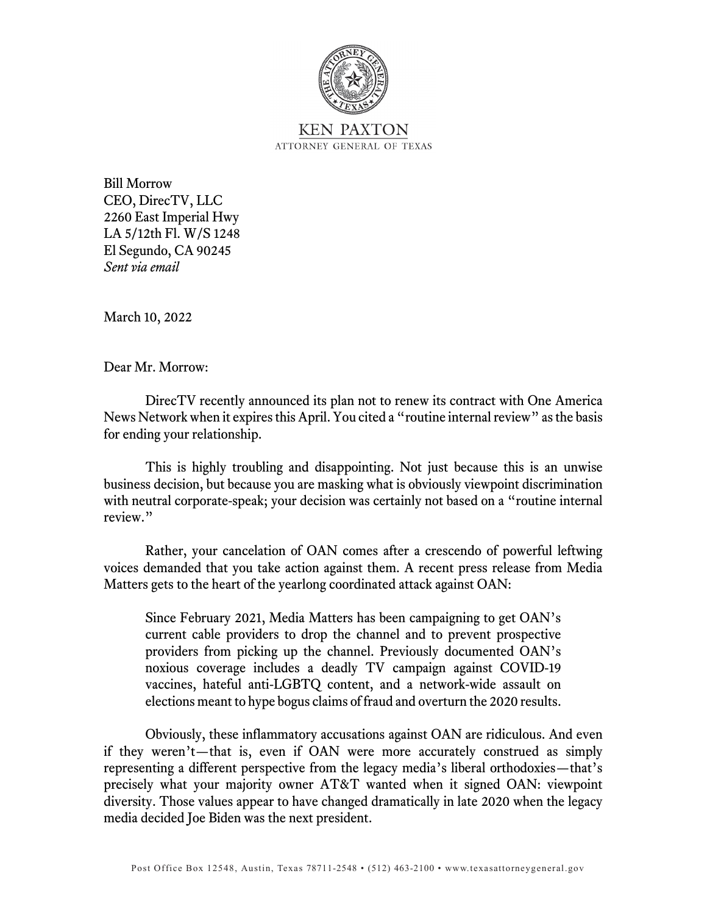KEN PAXTON
ATTORNEY GENERAL OF TEXAS

Bill Morrow
CEO, DirecTV, LLC
2260 East Imperial Hwy
LA 5/12th Fl. W/S 1248
El Segundo, CA 90245
*Sent via email*

March 10, 2022

Dear Mr. Morrow:

DirecTV recently announced its plan not to renew its contract with One America News Network when it expires this April. You cited a "routine internal review" as the basis for ending your relationship.

This is highly troubling and disappointing. Not just because this is an unwise business decision, but because you are masking what is obviously viewpoint discrimination with neutral corporate-speak; your decision was certainly not based on a "routine internal review."

Rather, your cancelation of OAN comes after a crescendo of powerful leftwing voices demanded that you take action against them. A recent press release from Media Matters gets to the heart of the yearlong coordinated attack against OAN:

> Since February 2021, Media Matters has been campaigning to get OAN's current cable providers to drop the channel and to prevent prospective providers from picking up the channel. Previously documented OAN's noxious coverage includes a deadly TV campaign against COVID-19 vaccines, hateful anti-LGBTQ content, and a network-wide assault on elections meant to hype bogus claims of fraud and overturn the 2020 results.

Obviously, these inflammatory accusations against OAN are ridiculous. And even if they weren't—that is, even if OAN were more accurately construed as simply representing a different perspective from the legacy media's liberal orthodoxies—that's precisely what your majority owner AT&T wanted when it signed OAN: viewpoint diversity. Those values appear to have changed dramatically in late 2020 when the legacy media decided Joe Biden was the next president.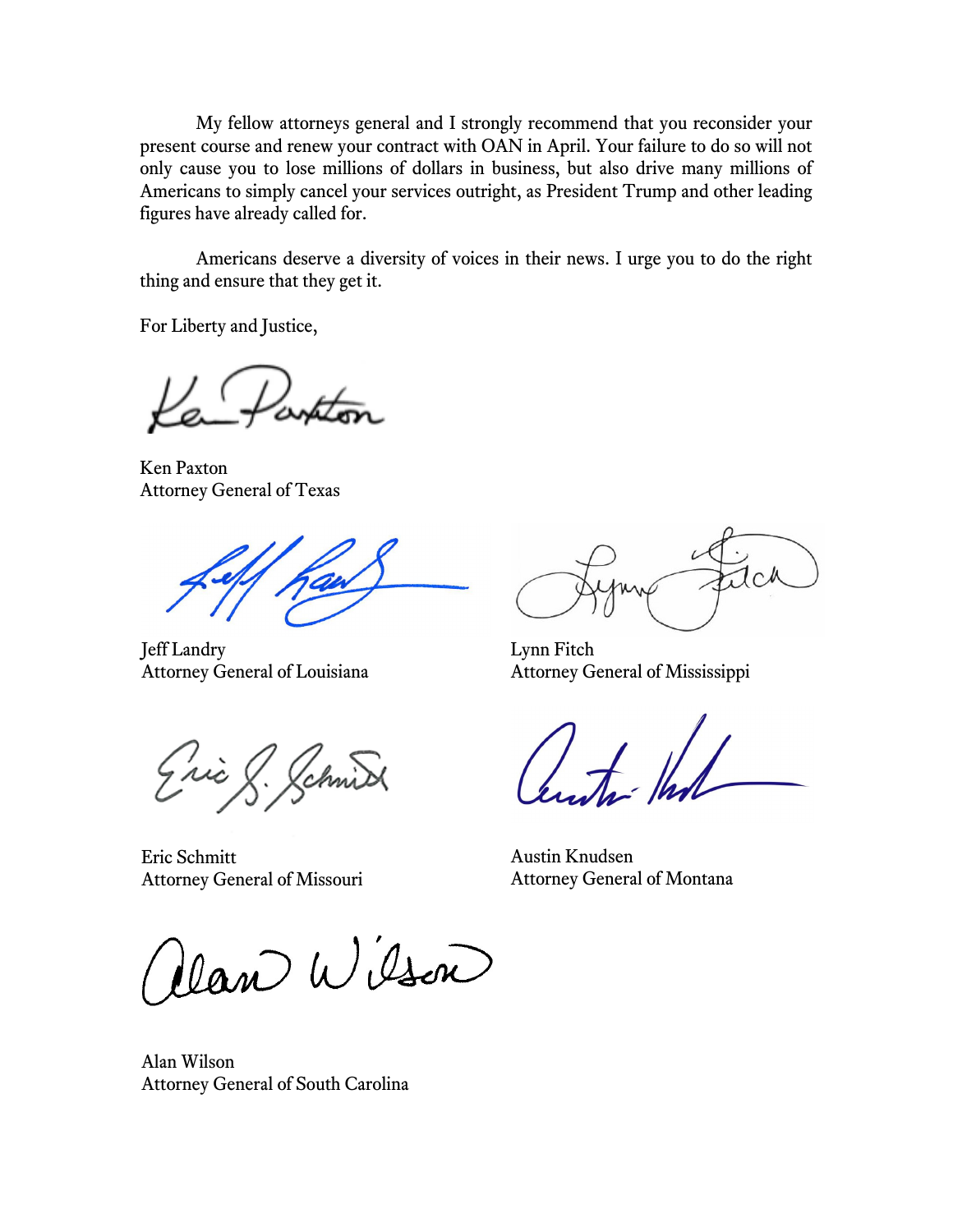My fellow attorneys general and I strongly recommend that you reconsider your present course and renew your contract with OAN in April. Your failure to do so will not only cause you to lose millions of dollars in business, but also drive many millions of Americans to simply cancel your services outright, as President Trump and other leading figures have already called for.

Americans deserve a diversity of voices in their news. I urge you to do the right thing and ensure that they get it.

For Liberty and Justice,

Ken Paxton
Attorney General of Texas

Jeff Landry
Attorney General of Louisiana

Lynn Fitch
Attorney General of Mississippi

Eric Schmitt
Attorney General of Missouri

Austin Knudsen
Attorney General of Montana

Alan Wilson
Attorney General of South Carolina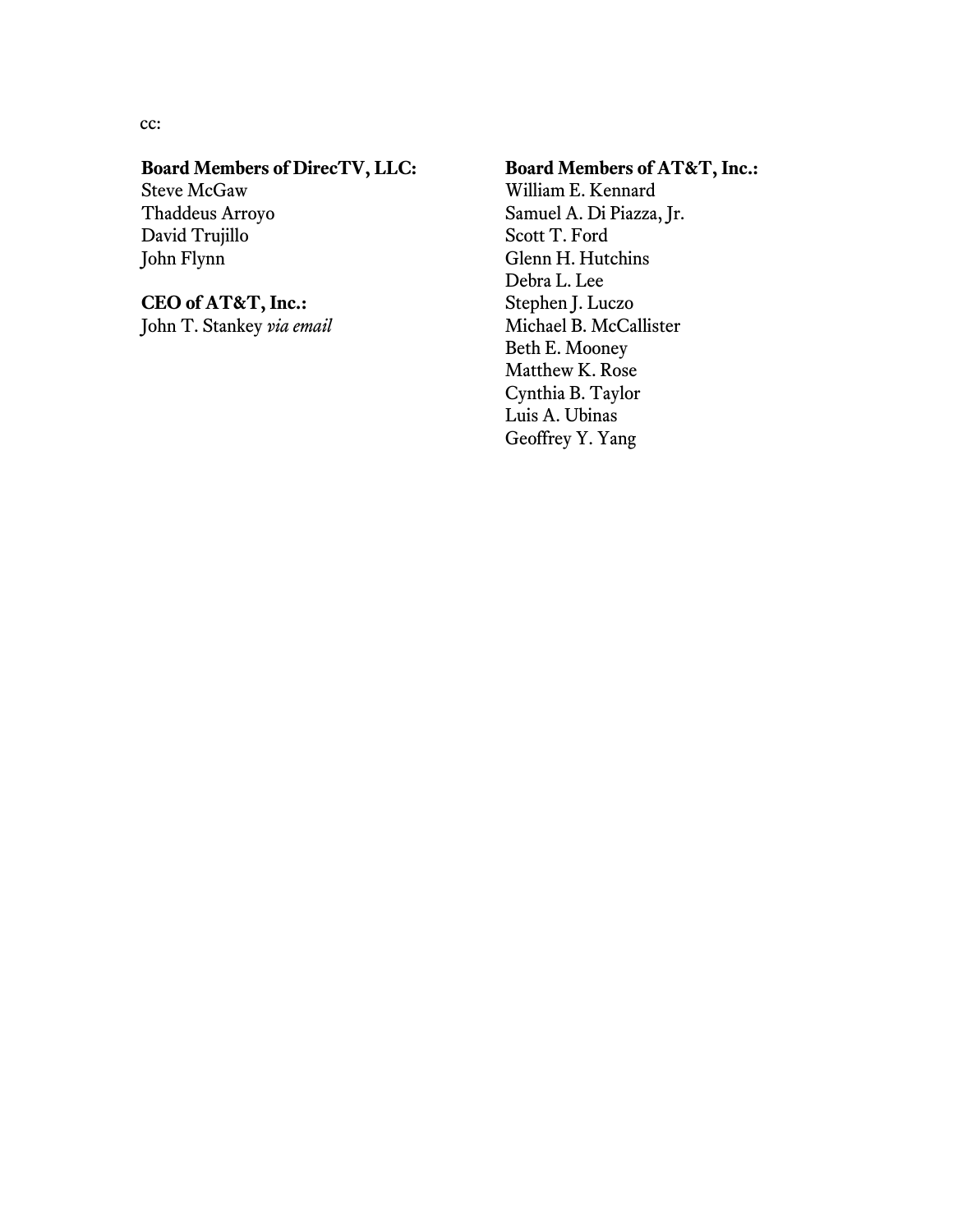cc:

**Board Members of DirecTV, LLC:**
Steve McGaw
Thaddeus Arroyo
David Trujillo
John Flynn

**CEO of AT&T, Inc.:**
John T. Stankey *via email*

**Board Members of AT&T, Inc.:**
William E. Kennard
Samuel A. Di Piazza, Jr.
Scott T. Ford
Glenn H. Hutchins
Debra L. Lee
Stephen J. Luczo
Michael B. McCallister
Beth E. Mooney
Matthew K. Rose
Cynthia B. Taylor
Luis A. Ubinas
Geoffrey Y. Yang